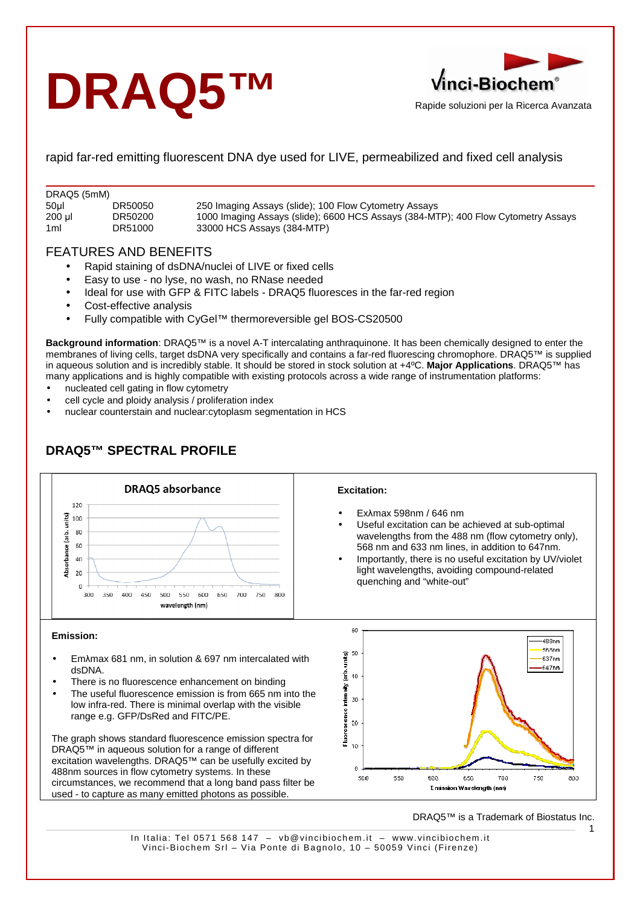# DRAQ5™

Vinci-Biochem®

Rapide soluzioni per la Ricerca Avanzata

rapid far-red emitting fluorescent DNA dye used for LIVE, permeabilized and fixed cell analysis

| DRAQ5 (5mM) | | |
|---|---|---|
| 50µl | DR50050 | 250 Imaging Assays (slide); 100 Flow Cytometry Assays |
| 200 µl | DR50200 | 1000 Imaging Assays (slide); 6600 HCS Assays (384-MTP); 400 Flow Cytometry Assays |
| 1ml | DR51000 | 33000 HCS Assays (384-MTP) |

## FEATURES AND BENEFITS

- Rapid staining of dsDNA/nuclei of LIVE or fixed cells
- Easy to use - no lyse, no wash, no RNase needed
- Ideal for use with GFP & FITC labels - DRAQ5 fluoresces in the far-red region
- Cost-effective analysis
- Fully compatible with CyGel™ thermoreversible gel BOS-CS20500

**Background information**: DRAQ5™ is a novel A-T intercalating anthraquinone. It has been chemically designed to enter the membranes of living cells, target dsDNA very specifically and contains a far-red fluorescing chromophore. DRAQ5™ is supplied in aqueous solution and is incredibly stable. It should be stored in stock solution at +4ºC. **Major Applications**. DRAQ5™ has many applications and is highly compatible with existing protocols across a wide range of instrumentation platforms:

- nucleated cell gating in flow cytometry
- cell cycle and ploidy analysis / proliferation index
- nuclear counterstain and nuclear:cytoplasm segmentation in HCS

## DRAQ5™ SPECTRAL PROFILE

**Excitation:**

- Exλmax 598nm / 646 nm
- Useful excitation can be achieved at sub-optimal wavelengths from the 488 nm (flow cytometry only), 568 nm and 633 nm lines, in addition to 647nm.
- Importantly, there is no useful excitation by UV/violet light wavelengths, avoiding compound-related quenching and "white-out"

**Emission:**

- Emλmax 681 nm, in solution & 697 nm intercalated with dsDNA.
- There is no fluorescence enhancement on binding
- The useful fluorescence emission is from 665 nm into the low infra-red. There is minimal overlap with the visible range e.g. GFP/DsRed and FITC/PE.

The graph shows standard fluorescence emission spectra for DRAQ5™ in aqueous solution for a range of different excitation wavelengths. DRAQ5™ can be usefully excited by 488nm sources in flow cytometry systems. In these circumstances, we recommend that a long band pass filter be used - to capture as many emitted photons as possible.

DRAQ5™ is a Trademark of Biostatus Inc.

In Italia: Tel 0571 568 147 – vb@vincibiochem.it – www.vincibiochem.it
Vinci-Biochem Srl – Via Ponte di Bagnolo, 10 – 50059 Vinci (Firenze)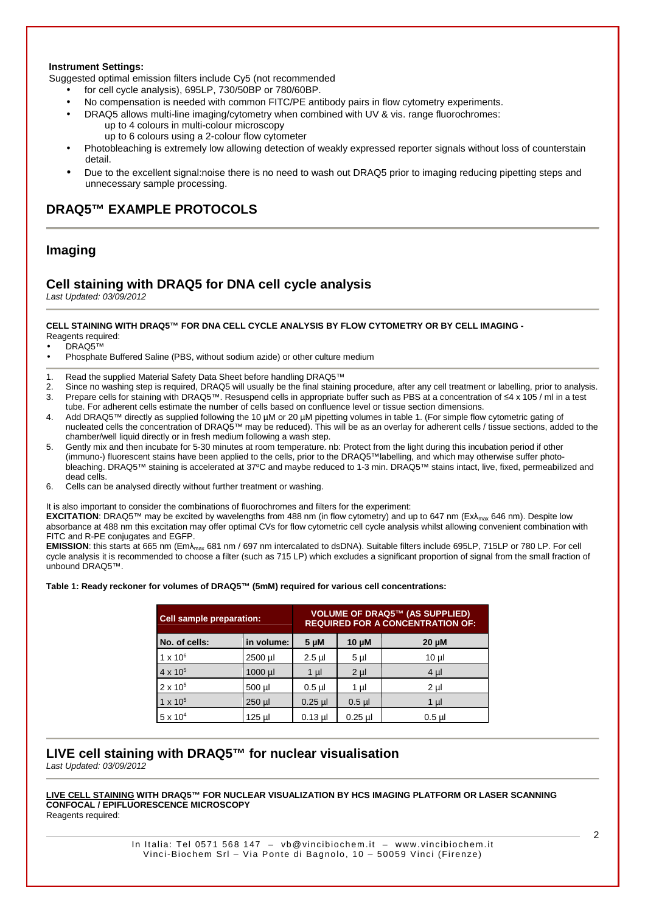**Instrument Settings:**

Suggested optimal emission filters include Cy5 (not recommended

- for cell cycle analysis), 695LP, 730/50BP or 780/60BP.
- No compensation is needed with common FITC/PE antibody pairs in flow cytometry experiments.
- DRAQ5 allows multi-line imaging/cytometry when combined with UV & vis. range fluorochromes:
  up to 4 colours in multi-colour microscopy
  up to 6 colours using a 2-colour flow cytometer
- Photobleaching is extremely low allowing detection of weakly expressed reporter signals without loss of counterstain detail.
- Due to the excellent signal:noise there is no need to wash out DRAQ5 prior to imaging reducing pipetting steps and unnecessary sample processing.

# DRAQ5™ EXAMPLE PROTOCOLS

## Imaging

### Cell staining with DRAQ5 for DNA cell cycle analysis

*Last Updated: 03/09/2012*

**CELL STAINING WITH DRAQ5™ FOR DNA CELL CYCLE ANALYSIS BY FLOW CYTOMETRY OR BY CELL IMAGING -**

Reagents required:

- DRAQ5™
- Phosphate Buffered Saline (PBS, without sodium azide) or other culture medium

1. Read the supplied Material Safety Data Sheet before handling DRAQ5™
2. Since no washing step is required, DRAQ5 will usually be the final staining procedure, after any cell treatment or labelling, prior to analysis.
3. Prepare cells for staining with DRAQ5™. Resuspend cells in appropriate buffer such as PBS at a concentration of ≤4 x 105 / ml in a test tube. For adherent cells estimate the number of cells based on confluence level or tissue section dimensions.
4. Add DRAQ5™ directly as supplied following the 10 µM or 20 µM pipetting volumes in table 1. (For simple flow cytometric gating of nucleated cells the concentration of DRAQ5™ may be reduced). This will be as an overlay for adherent cells / tissue sections, added to the chamber/well liquid directly or in fresh medium following a wash step.
5. Gently mix and then incubate for 5-30 minutes at room temperature. nb: Protect from the light during this incubation period if other (immuno-) fluorescent stains have been applied to the cells, prior to the DRAQ5™labelling, and which may otherwise suffer photo-bleaching. DRAQ5™ staining is accelerated at 37ºC and maybe reduced to 1-3 min. DRAQ5™ stains intact, live, fixed, permeabilized and dead cells.
6. Cells can be analysed directly without further treatment or washing.

It is also important to consider the combinations of fluorochromes and filters for the experiment:

**EXCITATION**: DRAQ5™ may be excited by wavelengths from 488 nm (in flow cytometry) and up to 647 nm ($Ex\lambda_{max}$ 646 nm). Despite low absorbance at 488 nm this excitation may offer optimal CVs for flow cytometric cell cycle analysis whilst allowing convenient combination with FITC and R-PE conjugates and EGFP.

**EMISSION**: this starts at 665 nm ($Em\lambda_{max}$ 681 nm / 697 nm intercalated to dsDNA). Suitable filters include 695LP, 715LP or 780 LP. For cell cycle analysis it is recommended to choose a filter (such as 715 LP) which excludes a significant proportion of signal from the small fraction of unbound DRAQ5™.

**Table 1: Ready reckoner for volumes of DRAQ5™ (5mM) required for various cell concentrations:**

| Cell sample preparation: | | VOLUME OF DRAQ5™ (AS SUPPLIED) REQUIRED FOR A CONCENTRATION OF: | | |
|---|---|---|---|---|
| **No. of cells:** | **in volume:** | **5 µM** | **10 µM** | **20 µM** |
| $1 \times 10^6$ | 2500 µl | 2.5 µl | 5 µl | 10 µl |
| $4 \times 10^5$ | 1000 µl | 1 µl | 2 µl | 4 µl |
| $2 \times 10^5$ | 500 µl | 0.5 µl | 1 µl | 2 µl |
| $1 \times 10^5$ | 250 µl | 0.25 µl | 0.5 µl | 1 µl |
| $5 \times 10^4$ | 125 µl | 0.13 µl | 0.25 µl | 0.5 µl |

### LIVE cell staining with DRAQ5™ for nuclear visualisation

*Last Updated: 03/09/2012*

**LIVE CELL STAINING WITH DRAQ5™ FOR NUCLEAR VISUALIZATION BY HCS IMAGING PLATFORM OR LASER SCANNING CONFOCAL / EPIFLUORESCENCE MICROSCOPY**

Reagents required: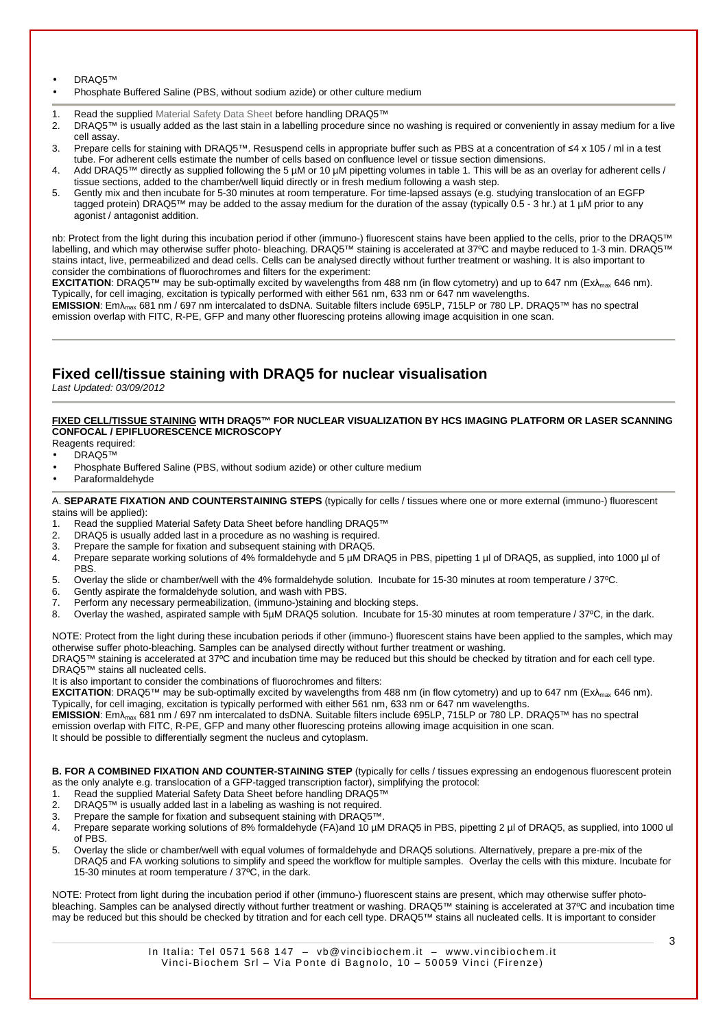- DRAQ5™
- Phosphate Buffered Saline (PBS, without sodium azide) or other culture medium

1. Read the supplied Material Safety Data Sheet before handling DRAQ5™
2. DRAQ5™ is usually added as the last stain in a labelling procedure since no washing is required or conveniently in assay medium for a live cell assay.
3. Prepare cells for staining with DRAQ5™. Resuspend cells in appropriate buffer such as PBS at a concentration of ≤4 x 105 / ml in a test tube. For adherent cells estimate the number of cells based on confluence level or tissue section dimensions.
4. Add DRAQ5™ directly as supplied following the 5 µM or 10 µM pipetting volumes in table 1. This will be as an overlay for adherent cells / tissue sections, added to the chamber/well liquid directly or in fresh medium following a wash step.
5. Gently mix and then incubate for 5-30 minutes at room temperature. For time-lapsed assays (e.g. studying translocation of an EGFP tagged protein) DRAQ5™ may be added to the assay medium for the duration of the assay (typically 0.5 - 3 hr.) at 1 µM prior to any agonist / antagonist addition.

nb: Protect from the light during this incubation period if other (immuno-) fluorescent stains have been applied to the cells, prior to the DRAQ5™ labelling, and which may otherwise suffer photo- bleaching. DRAQ5™ staining is accelerated at 37ºC and maybe reduced to 1-3 min. DRAQ5™ stains intact, live, permeabilized and dead cells. Cells can be analysed directly without further treatment or washing. It is also important to consider the combinations of fluorochromes and filters for the experiment:

**EXCITATION**: DRAQ5™ may be sub-optimally excited by wavelengths from 488 nm (in flow cytometry) and up to 647 nm ($Ex\lambda_{max}$ 646 nm). Typically, for cell imaging, excitation is typically performed with either 561 nm, 633 nm or 647 nm wavelengths.

**EMISSION**: $Em\lambda_{max}$ 681 nm / 697 nm intercalated to dsDNA. Suitable filters include 695LP, 715LP or 780 LP. DRAQ5™ has no spectral emission overlap with FITC, R-PE, GFP and many other fluorescing proteins allowing image acquisition in one scan.

## Fixed cell/tissue staining with DRAQ5 for nuclear visualisation

*Last Updated: 03/09/2012*

**FIXED CELL/TISSUE STAINING WITH DRAQ5™ FOR NUCLEAR VISUALIZATION BY HCS IMAGING PLATFORM OR LASER SCANNING CONFOCAL / EPIFLUORESCENCE MICROSCOPY**

Reagents required:

- DRAQ5™
- Phosphate Buffered Saline (PBS, without sodium azide) or other culture medium
- Paraformaldehyde

A. **SEPARATE FIXATION AND COUNTERSTAINING STEPS** (typically for cells / tissues where one or more external (immuno-) fluorescent stains will be applied):

1. Read the supplied Material Safety Data Sheet before handling DRAQ5™
2. DRAQ5 is usually added last in a procedure as no washing is required.
3. Prepare the sample for fixation and subsequent staining with DRAQ5.
4. Prepare separate working solutions of 4% formaldehyde and 5 µM DRAQ5 in PBS, pipetting 1 µl of DRAQ5, as supplied, into 1000 µl of PBS.
5. Overlay the slide or chamber/well with the 4% formaldehyde solution. Incubate for 15-30 minutes at room temperature / 37ºC.
6. Gently aspirate the formaldehyde solution, and wash with PBS.
7. Perform any necessary permeabilization, (immuno-)staining and blocking steps.
8. Overlay the washed, aspirated sample with 5µM DRAQ5 solution. Incubate for 15-30 minutes at room temperature / 37ºC, in the dark.

NOTE: Protect from the light during these incubation periods if other (immuno-) fluorescent stains have been applied to the samples, which may otherwise suffer photo-bleaching. Samples can be analysed directly without further treatment or washing.

DRAQ5™ staining is accelerated at 37ºC and incubation time may be reduced but this should be checked by titration and for each cell type. DRAQ5™ stains all nucleated cells.

It is also important to consider the combinations of fluorochromes and filters:

**EXCITATION**: DRAQ5™ may be sub-optimally excited by wavelengths from 488 nm (in flow cytometry) and up to 647 nm ($Ex\lambda_{max}$ 646 nm). Typically, for cell imaging, excitation is typically performed with either 561 nm, 633 nm or 647 nm wavelengths.

**EMISSION**: $Em\lambda_{max}$ 681 nm / 697 nm intercalated to dsDNA. Suitable filters include 695LP, 715LP or 780 LP. DRAQ5™ has no spectral emission overlap with FITC, R-PE, GFP and many other fluorescing proteins allowing image acquisition in one scan.

It should be possible to differentially segment the nucleus and cytoplasm.

**B. FOR A COMBINED FIXATION AND COUNTER-STAINING STEP** (typically for cells / tissues expressing an endogenous fluorescent protein as the only analyte e.g. translocation of a GFP-tagged transcription factor), simplifying the protocol:

1. Read the supplied Material Safety Data Sheet before handling DRAQ5™
2. DRAQ5™ is usually added last in a labeling as washing is not required.
3. Prepare the sample for fixation and subsequent staining with DRAQ5™.
4. Prepare separate working solutions of 8% formaldehyde (FA)and 10 µM DRAQ5 in PBS, pipetting 2 µl of DRAQ5, as supplied, into 1000 ul of PBS.
5. Overlay the slide or chamber/well with equal volumes of formaldehyde and DRAQ5 solutions. Alternatively, prepare a pre-mix of the DRAQ5 and FA working solutions to simplify and speed the workflow for multiple samples. Overlay the cells with this mixture. Incubate for 15-30 minutes at room temperature / 37ºC, in the dark.

NOTE: Protect from light during the incubation period if other (immuno-) fluorescent stains are present, which may otherwise suffer photo-bleaching. Samples can be analysed directly without further treatment or washing. DRAQ5™ staining is accelerated at 37ºC and incubation time may be reduced but this should be checked by titration and for each cell type. DRAQ5™ stains all nucleated cells. It is important to consider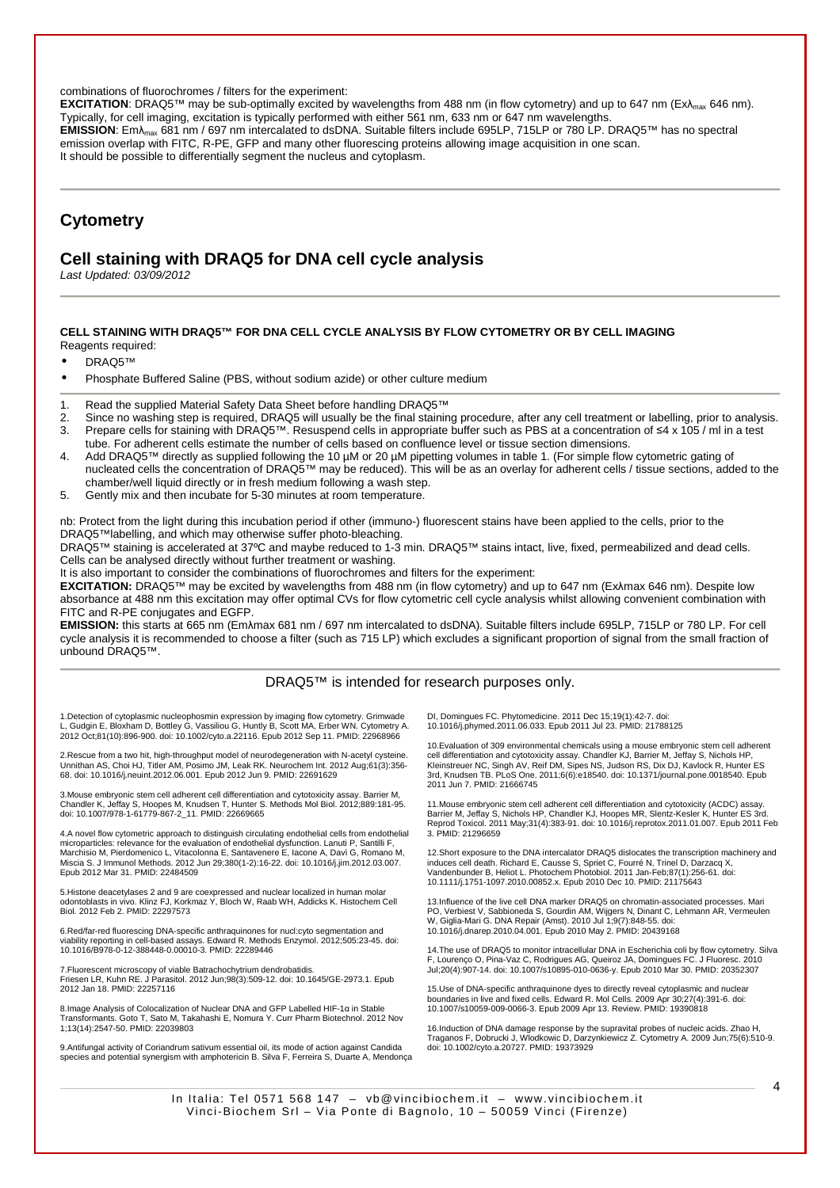combinations of fluorochromes / filters for the experiment:

**EXCITATION**: DRAQ5™ may be sub-optimally excited by wavelengths from 488 nm (in flow cytometry) and up to 647 nm ($Ex\lambda_{max}$ 646 nm). Typically, for cell imaging, excitation is typically performed with either 561 nm, 633 nm or 647 nm wavelengths.

**EMISSION**: $Em\lambda_{max}$ 681 nm / 697 nm intercalated to dsDNA. Suitable filters include 695LP, 715LP or 780 LP. DRAQ5™ has no spectral emission overlap with FITC, R-PE, GFP and many other fluorescing proteins allowing image acquisition in one scan.

It should be possible to differentially segment the nucleus and cytoplasm.

## Cytometry

## Cell staining with DRAQ5 for DNA cell cycle analysis

*Last Updated: 03/09/2012*

**CELL STAINING WITH DRAQ5™ FOR DNA CELL CYCLE ANALYSIS BY FLOW CYTOMETRY OR BY CELL IMAGING**

Reagents required:

- DRAQ5™
- Phosphate Buffered Saline (PBS, without sodium azide) or other culture medium

1. Read the supplied Material Safety Data Sheet before handling DRAQ5™
2. Since no washing step is required, DRAQ5 will usually be the final staining procedure, after any cell treatment or labelling, prior to analysis.
3. Prepare cells for staining with DRAQ5™. Resuspend cells in appropriate buffer such as PBS at a concentration of ≤4 x 105 / ml in a test tube. For adherent cells estimate the number of cells based on confluence level or tissue section dimensions.
4. Add DRAQ5™ directly as supplied following the 10 µM or 20 µM pipetting volumes in table 1. (For simple flow cytometric gating of nucleated cells the concentration of DRAQ5™ may be reduced). This will be as an overlay for adherent cells / tissue sections, added to the chamber/well liquid directly or in fresh medium following a wash step.
5. Gently mix and then incubate for 5-30 minutes at room temperature.

nb: Protect from the light during this incubation period if other (immuno-) fluorescent stains have been applied to the cells, prior to the DRAQ5™labelling, and which may otherwise suffer photo-bleaching.

DRAQ5™ staining is accelerated at 37ºC and maybe reduced to 1-3 min. DRAQ5™ stains intact, live, fixed, permeabilized and dead cells. Cells can be analysed directly without further treatment or washing.

It is also important to consider the combinations of fluorochromes and filters for the experiment:

**EXCITATION:** DRAQ5™ may be excited by wavelengths from 488 nm (in flow cytometry) and up to 647 nm (Exλmax 646 nm). Despite low absorbance at 488 nm this excitation may offer optimal CVs for flow cytometric cell cycle analysis whilst allowing convenient combination with FITC and R-PE conjugates and EGFP.

**EMISSION:** this starts at 665 nm (Emλmax 681 nm / 697 nm intercalated to dsDNA). Suitable filters include 695LP, 715LP or 780 LP. For cell cycle analysis it is recommended to choose a filter (such as 715 LP) which excludes a significant proportion of signal from the small fraction of unbound DRAQ5™.

DRAQ5™ is intended for research purposes only.

1.Detection of cytoplasmic nucleophosmin expression by imaging flow cytometry. Grimwade L, Gudgin E, Bloxham D, Bottley G, Vassiliou G, Huntly B, Scott MA, Erber WN. Cytometry A. 2012 Oct;81(10):896-900. doi: 10.1002/cyto.a.22116. Epub 2012 Sep 11. PMID: 22968966

2.Rescue from a two hit, high-throughput model of neurodegeneration with N-acetyl cysteine. Unnithan AS, Choi HJ, Titler AM, Posimo JM, Leak RK. Neurochem Int. 2012 Aug;61(3):356-68. doi: 10.1016/j.neuint.2012.06.001. Epub 2012 Jun 9. PMID: 22691629

3.Mouse embryonic stem cell adherent cell differentiation and cytotoxicity assay. Barrier M, Chandler K, Jeffay S, Hoopes M, Knudsen T, Hunter S. Methods Mol Biol. 2012;889:181-95. doi: 10.1007/978-1-61779-867-2_11. PMID: 22669665

4.A novel flow cytometric approach to distinguish circulating endothelial cells from endothelial microparticles: relevance for the evaluation of endothelial dysfunction. Lanuti P, Santilli F, Marchisio M, Pierdomenico L, Vitacolonna E, Santavenere E, Iacone A, Davì G, Romano M, Miscia S. J Immunol Methods. 2012 Jun 29;380(1-2):16-22. doi: 10.1016/j.jim.2012.03.007. Epub 2012 Mar 31. PMID: 22484509

5.Histone deacetylases 2 and 9 are coexpressed and nuclear localized in human molar odontoblasts in vivo. Klinz FJ, Korkmaz Y, Bloch W, Raab WH, Addicks K. Histochem Cell Biol. 2012 Feb 2. PMID: 22297573

6.Red/far-red fluorescing DNA-specific anthraquinones for nucl:cyto segmentation and viability reporting in cell-based assays. Edward R. Methods Enzymol. 2012;505:23-45. doi: 10.1016/B978-0-12-388448-0.00010-3. PMID: 22289446

7.Fluorescent microscopy of viable Batrachochytrium dendrobatidis. Friesen LR, Kuhn RE. J Parasitol. 2012 Jun;98(3):509-12. doi: 10.1645/GE-2973.1. Epub 2012 Jan 18. PMID: 22257116

8.Image Analysis of Colocalization of Nuclear DNA and GFP Labelled HIF-1α in Stable Transformants. Goto T, Sato M, Takahashi E, Nomura Y. Curr Pharm Biotechnol. 2012 Nov 1;13(14):2547-50. PMID: 22039803

9.Antifungal activity of Coriandrum sativum essential oil, its mode of action against Candida species and potential synergism with amphotericin B. Silva F, Ferreira S, Duarte A, Mendonça DI, Domingues FC. Phytomedicine. 2011 Dec 15;19(1):42-7. doi: 10.1016/j.phymed.2011.06.033. Epub 2011 Jul 23. PMID: 21788125

10.Evaluation of 309 environmental chemicals using a mouse embryonic stem cell adherent cell differentiation and cytotoxicity assay. Chandler KJ, Barrier M, Jeffay S, Nichols HP, Kleinstreuer NC, Singh AV, Reif DM, Sipes NS, Judson RS, Dix DJ, Kavlock R, Hunter ES 3rd, Knudsen TB. PLoS One. 2011;6(6):e18540. doi: 10.1371/journal.pone.0018540. Epub 2011 Jun 7. PMID: 21666745

11.Mouse embryonic stem cell adherent cell differentiation and cytotoxicity (ACDC) assay. Barrier M, Jeffay S, Nichols HP, Chandler KJ, Hoopes MR, Slentz-Kesler K, Hunter ES 3rd. Reprod Toxicol. 2011 May;31(4):383-91. doi: 10.1016/j.reprotox.2011.01.007. Epub 2011 Feb 3. PMID: 21296659

12.Short exposure to the DNA intercalator DRAQ5 dislocates the transcription machinery and induces cell death. Richard E, Causse S, Spriet C, Fourré N, Trinel D, Darzacq X, Vandenbunder B, Heliot L. Photochem Photobiol. 2011 Jan-Feb;87(1):256-61. doi: 10.1111/j.1751-1097.2010.00852.x. Epub 2010 Dec 10. PMID: 21175643

13.Influence of the live cell DNA marker DRAQ5 on chromatin-associated processes. Mari PO, Verbiest V, Sabbioneda S, Gourdin AM, Wijgers N, Dinant C, Lehmann AR, Vermeulen W, Giglia-Mari G. DNA Repair (Amst). 2010 Jul 1;9(7):848-55. doi: 10.1016/j.dnarep.2010.04.001. Epub 2010 May 2. PMID: 20439168

14.The use of DRAQ5 to monitor intracellular DNA in Escherichia coli by flow cytometry. Silva F, Lourenço O, Pina-Vaz C, Rodrigues AG, Queiroz JA, Domingues FC. J Fluoresc. 2010 Jul;20(4):907-14. doi: 10.1007/s10895-010-0636-y. Epub 2010 Mar 30. PMID: 20352307

15.Use of DNA-specific anthraquinone dyes to directly reveal cytoplasmic and nuclear boundaries in live and fixed cells. Edward R. Mol Cells. 2009 Apr 30;27(4):391-6. doi: 10.1007/s10059-009-0066-3. Epub 2009 Apr 13. Review. PMID: 19390818

16.Induction of DNA damage response by the supravital probes of nucleic acids. Zhao H, Traganos F, Dobrucki J, Wlodkowic D, Darzynkiewicz Z. Cytometry A. 2009 Jun;75(6):510-9. doi: 10.1002/cyto.a.20727. PMID: 19373929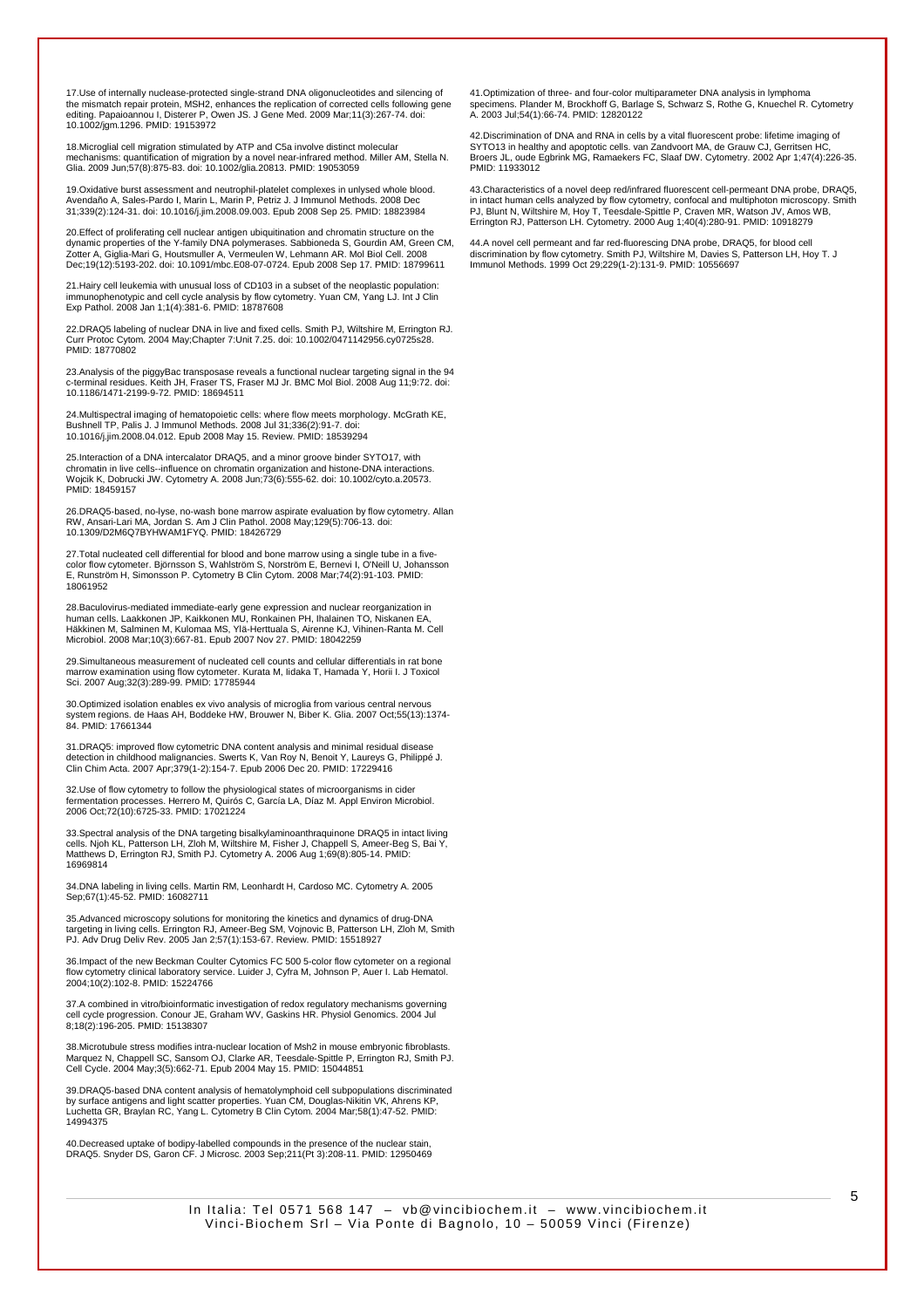17.Use of internally nuclease-protected single-strand DNA oligonucleotides and silencing of the mismatch repair protein, MSH2, enhances the replication of corrected cells following gene editing. Papaioannou I, Disterer P, Owen JS. J Gene Med. 2009 Mar;11(3):267-74. doi: 10.1002/jgm.1296. PMID: 19153972

18.Microglial cell migration stimulated by ATP and C5a involve distinct molecular mechanisms: quantification of migration by a novel near-infrared method. Miller AM, Stella N. Glia. 2009 Jun;57(8):875-83. doi: 10.1002/glia.20813. PMID: 19053059

19.Oxidative burst assessment and neutrophil-platelet complexes in unlysed whole blood. Avendaño A, Sales-Pardo I, Marin L, Marin P, Petriz J. J Immunol Methods. 2008 Dec 31;339(2):124-31. doi: 10.1016/j.jim.2008.09.003. Epub 2008 Sep 25. PMID: 18823984

20.Effect of proliferating cell nuclear antigen ubiquitination and chromatin structure on the dynamic properties of the Y-family DNA polymerases. Sabbioneda S, Gourdin AM, Green CM, Zotter A, Giglia-Mari G, Houtsmuller A, Vermeulen W, Lehmann AR. Mol Biol Cell. 2008 Dec;19(12):5193-202. doi: 10.1091/mbc.E08-07-0724. Epub 2008 Sep 17. PMID: 18799611

21.Hairy cell leukemia with unusual loss of CD103 in a subset of the neoplastic population: immunophenotypic and cell cycle analysis by flow cytometry. Yuan CM, Yang LJ. Int J Clin Exp Pathol. 2008 Jan 1;1(4):381-6. PMID: 18787608

22.DRAQ5 labeling of nuclear DNA in live and fixed cells. Smith PJ, Wiltshire M, Errington RJ. Curr Protoc Cytom. 2004 May;Chapter 7:Unit 7.25. doi: 10.1002/0471142956.cy0725s28. PMID: 18770802

23.Analysis of the piggyBac transposase reveals a functional nuclear targeting signal in the 94 c-terminal residues. Keith JH, Fraser TS, Fraser MJ Jr. BMC Mol Biol. 2008 Aug 11;9:72. doi: 10.1186/1471-2199-9-72. PMID: 18694511

24.Multispectral imaging of hematopoietic cells: where flow meets morphology. McGrath KE, Bushnell TP, Palis J. J Immunol Methods. 2008 Jul 31;336(2):91-7. doi: 10.1016/j.jim.2008.04.012. Epub 2008 May 15. Review. PMID: 18539294

25.Interaction of a DNA intercalator DRAQ5, and a minor groove binder SYTO17, with chromatin in live cells--influence on chromatin organization and histone-DNA interactions. Wojcik K, Dobrucki JW. Cytometry A. 2008 Jun;73(6):555-62. doi: 10.1002/cyto.a.20573. PMID: 18459157

26.DRAQ5-based, no-lyse, no-wash bone marrow aspirate evaluation by flow cytometry. Allan RW, Ansari-Lari MA, Jordan S. Am J Clin Pathol. 2008 May;129(5):706-13. doi: 10.1309/D2M6Q7BYHWAM1FYQ. PMID: 18426729

27.Total nucleated cell differential for blood and bone marrow using a single tube in a five-color flow cytometer. Björnsson S, Wahlström S, Norström E, Bernevi I, O'Neill U, Johansson E, Runström H, Simonsson P. Cytometry B Clin Cytom. 2008 Mar;74(2):91-103. PMID: 18061952

28.Baculovirus-mediated immediate-early gene expression and nuclear reorganization in human cells. Laakkonen JP, Kaikkonen MU, Ronkainen PH, Ihalainen TO, Niskanen EA, Häkkinen M, Salminen M, Kulomaa MS, Ylä-Herttuala S, Airenne KJ, Vihinen-Ranta M. Cell Microbiol. 2008 Mar;10(3):667-81. Epub 2007 Nov 27. PMID: 18042259

29.Simultaneous measurement of nucleated cell counts and cellular differentials in rat bone marrow examination using flow cytometer. Kurata M, Iidaka T, Hamada Y, Horii I. J Toxicol Sci. 2007 Aug;32(3):289-99. PMID: 17785944

30.Optimized isolation enables ex vivo analysis of microglia from various central nervous system regions. de Haas AH, Boddeke HW, Brouwer N, Biber K. Glia. 2007 Oct;55(13):1374-84. PMID: 17661344

31.DRAQ5: improved flow cytometric DNA content analysis and minimal residual disease detection in childhood malignancies. Swerts K, Van Roy N, Benoit Y, Laureys G, Philippé J. Clin Chim Acta. 2007 Apr;379(1-2):154-7. Epub 2006 Dec 20. PMID: 17229416

32.Use of flow cytometry to follow the physiological states of microorganisms in cider fermentation processes. Herrero M, Quirós C, García LA, Díaz M. Appl Environ Microbiol. 2006 Oct;72(10):6725-33. PMID: 17021224

33.Spectral analysis of the DNA targeting bisalkylaminoanthraquinone DRAQ5 in intact living cells. Njoh KL, Patterson LH, Zloh M, Wiltshire M, Fisher J, Chappell S, Ameer-Beg S, Bai Y, Matthews D, Errington RJ, Smith PJ. Cytometry A. 2006 Aug 1;69(8):805-14. PMID: 16969814

34.DNA labeling in living cells. Martin RM, Leonhardt H, Cardoso MC. Cytometry A. 2005 Sep;67(1):45-52. PMID: 16082711

35.Advanced microscopy solutions for monitoring the kinetics and dynamics of drug-DNA targeting in living cells. Errington RJ, Ameer-Beg SM, Vojnovic B, Patterson LH, Zloh M, Smith PJ. Adv Drug Deliv Rev. 2005 Jan 2;57(1):153-67. Review. PMID: 15518927

36.Impact of the new Beckman Coulter Cytomics FC 500 5-color flow cytometer on a regional flow cytometry clinical laboratory service. Luider J, Cyfra M, Johnson P, Auer I. Lab Hematol. 2004;10(2):102-8. PMID: 15224766

37.A combined in vitro/bioinformatic investigation of redox regulatory mechanisms governing cell cycle progression. Conour JE, Graham WV, Gaskins HR. Physiol Genomics. 2004 Jul 8;18(2):196-205. PMID: 15138307

38.Microtubule stress modifies intra-nuclear location of Msh2 in mouse embryonic fibroblasts. Marquez N, Chappell SC, Sansom OJ, Clarke AR, Teesdale-Spittle P, Errington RJ, Smith PJ. Cell Cycle. 2004 May;3(5):662-71. Epub 2004 May 15. PMID: 15044851

39.DRAQ5-based DNA content analysis of hematolymphoid cell subpopulations discriminated by surface antigens and light scatter properties. Yuan CM, Douglas-Nikitin VK, Ahrens KP, Luchetta GR, Braylan RC, Yang L. Cytometry B Clin Cytom. 2004 Mar;58(1):47-52. PMID: 14994375

40.Decreased uptake of bodipy-labelled compounds in the presence of the nuclear stain, DRAQ5. Snyder DS, Garon CF. J Microsc. 2003 Sep;211(Pt 3):208-11. PMID: 12950469

41.Optimization of three- and four-color multiparameter DNA analysis in lymphoma specimens. Plander M, Brockhoff G, Barlage S, Schwarz S, Rothe G, Knuechel R. Cytometry A. 2003 Jul;54(1):66-74. PMID: 12820122

42.Discrimination of DNA and RNA in cells by a vital fluorescent probe: lifetime imaging of SYTO13 in healthy and apoptotic cells. van Zandvoort MA, de Grauw CJ, Gerritsen HC, Broers JL, oude Egbrink MG, Ramaekers FC, Slaaf DW. Cytometry. 2002 Apr 1;47(4):226-35. PMID: 11933012

43.Characteristics of a novel deep red/infrared fluorescent cell-permeant DNA probe, DRAQ5, in intact human cells analyzed by flow cytometry, confocal and multiphoton microscopy. Smith PJ, Blunt N, Wiltshire M, Hoy T, Teesdale-Spittle P, Craven MR, Watson JV, Amos WB, Errington RJ, Patterson LH. Cytometry. 2000 Aug 1;40(4):280-91. PMID: 10918279

44.A novel cell permeant and far red-fluorescing DNA probe, DRAQ5, for blood cell discrimination by flow cytometry. Smith PJ, Wiltshire M, Davies S, Patterson LH, Hoy T. J Immunol Methods. 1999 Oct 29;229(1-2):131-9. PMID: 10556697

In Italia: Tel 0571 568 147 – vb@vincibiochem.it – www.vincibiochem.it
Vinci-Biochem Srl – Via Ponte di Bagnolo, 10 – 50059 Vinci (Firenze)